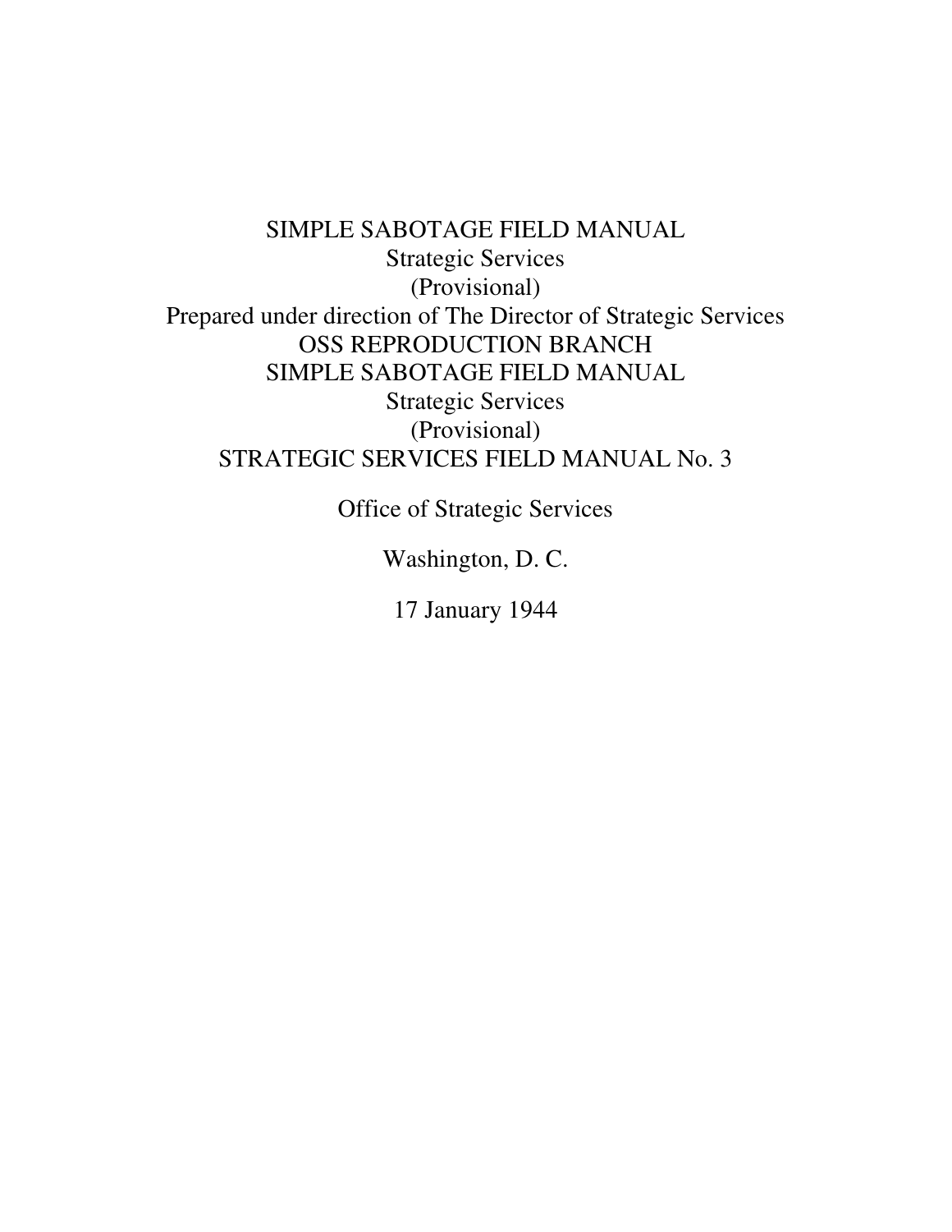# SIMPLE SABOTAGE FIELD MANUAL

Strategic Services

(Provisional)

Prepared under direction of The Director of Strategic Services

OSS REPRODUCTION BRANCH

SIMPLE SABOTAGE FIELD MANUAL

Strategic Services

(Provisional)

STRATEGIC SERVICES FIELD MANUAL No. 3

Office of Strategic Services

Washington, D. C.

17 January 1944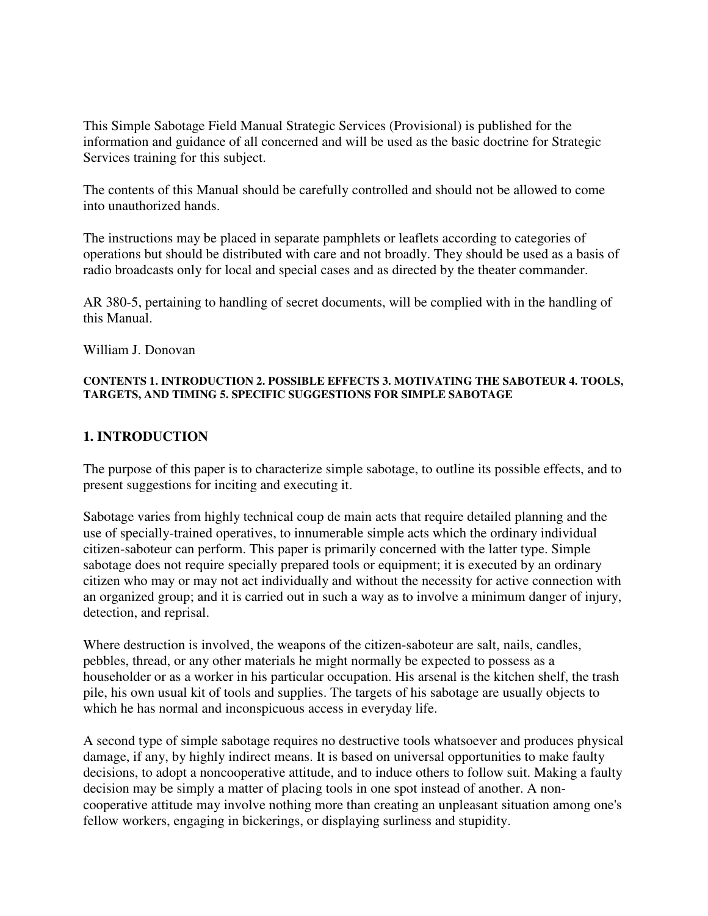This Simple Sabotage Field Manual Strategic Services (Provisional) is published for the information and guidance of all concerned and will be used as the basic doctrine for Strategic Services training for this subject.

The contents of this Manual should be carefully controlled and should not be allowed to come into unauthorized hands.

The instructions may be placed in separate pamphlets or leaflets according to categories of operations but should be distributed with care and not broadly. They should be used as a basis of radio broadcasts only for local and special cases and as directed by the theater commander.

AR 380-5, pertaining to handling of secret documents, will be complied with in the handling of this Manual.

William J. Donovan

**CONTENTS 1. INTRODUCTION 2. POSSIBLE EFFECTS 3. MOTIVATING THE SABOTEUR 4. TOOLS, TARGETS, AND TIMING 5. SPECIFIC SUGGESTIONS FOR SIMPLE SABOTAGE**

## 1. INTRODUCTION

The purpose of this paper is to characterize simple sabotage, to outline its possible effects, and to present suggestions for inciting and executing it.

Sabotage varies from highly technical coup de main acts that require detailed planning and the use of specially-trained operatives, to innumerable simple acts which the ordinary individual citizen-saboteur can perform. This paper is primarily concerned with the latter type. Simple sabotage does not require specially prepared tools or equipment; it is executed by an ordinary citizen who may or may not act individually and without the necessity for active connection with an organized group; and it is carried out in such a way as to involve a minimum danger of injury, detection, and reprisal.

Where destruction is involved, the weapons of the citizen-saboteur are salt, nails, candles, pebbles, thread, or any other materials he might normally be expected to possess as a householder or as a worker in his particular occupation. His arsenal is the kitchen shelf, the trash pile, his own usual kit of tools and supplies. The targets of his sabotage are usually objects to which he has normal and inconspicuous access in everyday life.

A second type of simple sabotage requires no destructive tools whatsoever and produces physical damage, if any, by highly indirect means. It is based on universal opportunities to make faulty decisions, to adopt a noncooperative attitude, and to induce others to follow suit. Making a faulty decision may be simply a matter of placing tools in one spot instead of another. A non-cooperative attitude may involve nothing more than creating an unpleasant situation among one's fellow workers, engaging in bickerings, or displaying surliness and stupidity.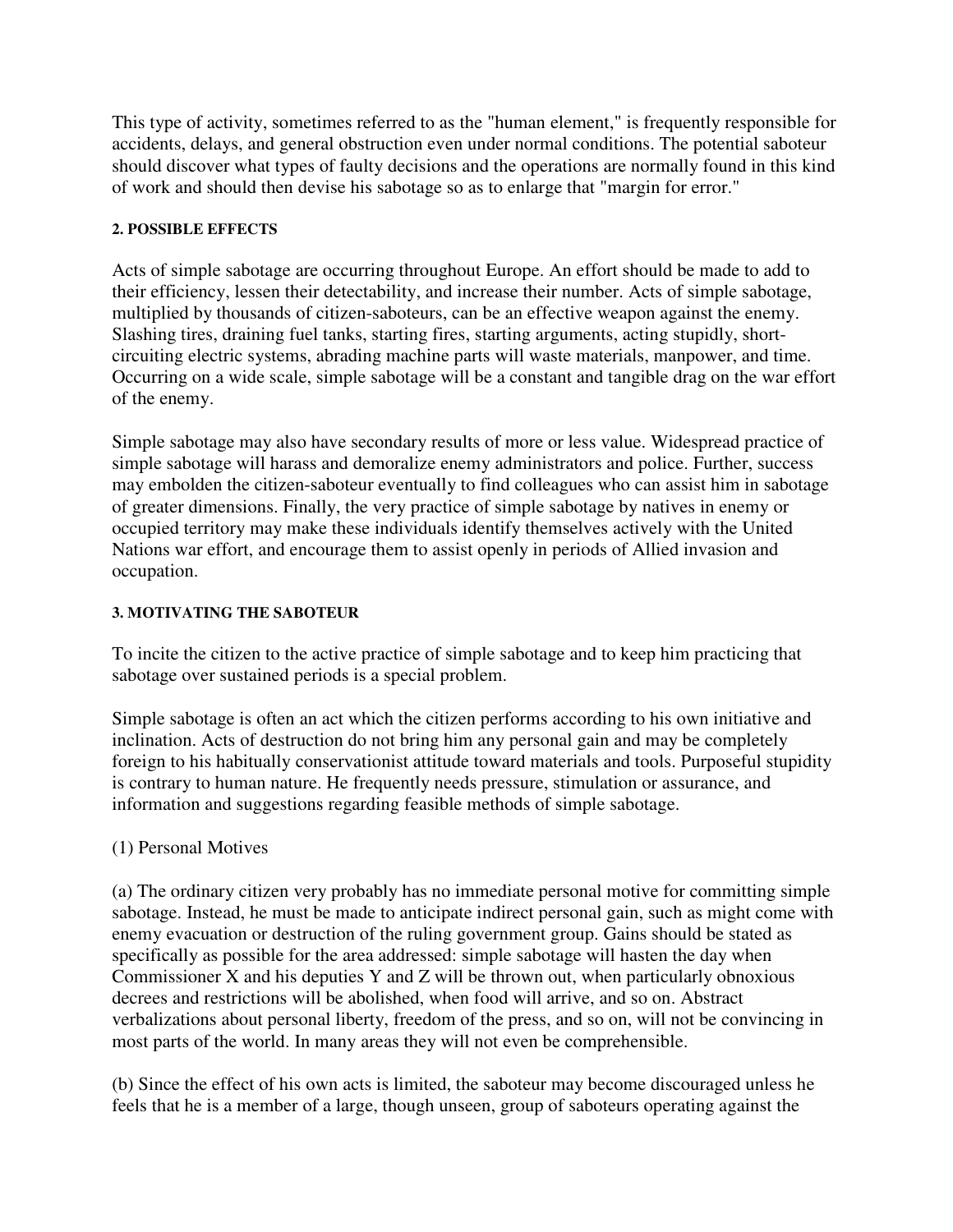This type of activity, sometimes referred to as the "human element," is frequently responsible for accidents, delays, and general obstruction even under normal conditions. The potential saboteur should discover what types of faulty decisions and the operations are normally found in this kind of work and should then devise his sabotage so as to enlarge that "margin for error."

#### 2. POSSIBLE EFFECTS

Acts of simple sabotage are occurring throughout Europe. An effort should be made to add to their efficiency, lessen their detectability, and increase their number. Acts of simple sabotage, multiplied by thousands of citizen-saboteurs, can be an effective weapon against the enemy. Slashing tires, draining fuel tanks, starting fires, starting arguments, acting stupidly, short-circuiting electric systems, abrading machine parts will waste materials, manpower, and time. Occurring on a wide scale, simple sabotage will be a constant and tangible drag on the war effort of the enemy.

Simple sabotage may also have secondary results of more or less value. Widespread practice of simple sabotage will harass and demoralize enemy administrators and police. Further, success may embolden the citizen-saboteur eventually to find colleagues who can assist him in sabotage of greater dimensions. Finally, the very practice of simple sabotage by natives in enemy or occupied territory may make these individuals identify themselves actively with the United Nations war effort, and encourage them to assist openly in periods of Allied invasion and occupation.

#### 3. MOTIVATING THE SABOTEUR

To incite the citizen to the active practice of simple sabotage and to keep him practicing that sabotage over sustained periods is a special problem.

Simple sabotage is often an act which the citizen performs according to his own initiative and inclination. Acts of destruction do not bring him any personal gain and may be completely foreign to his habitually conservationist attitude toward materials and tools. Purposeful stupidity is contrary to human nature. He frequently needs pressure, stimulation or assurance, and information and suggestions regarding feasible methods of simple sabotage.

(1) Personal Motives

(a) The ordinary citizen very probably has no immediate personal motive for committing simple sabotage. Instead, he must be made to anticipate indirect personal gain, such as might come with enemy evacuation or destruction of the ruling government group. Gains should be stated as specifically as possible for the area addressed: simple sabotage will hasten the day when Commissioner X and his deputies Y and Z will be thrown out, when particularly obnoxious decrees and restrictions will be abolished, when food will arrive, and so on. Abstract verbalizations about personal liberty, freedom of the press, and so on, will not be convincing in most parts of the world. In many areas they will not even be comprehensible.

(b) Since the effect of his own acts is limited, the saboteur may become discouraged unless he feels that he is a member of a large, though unseen, group of saboteurs operating against the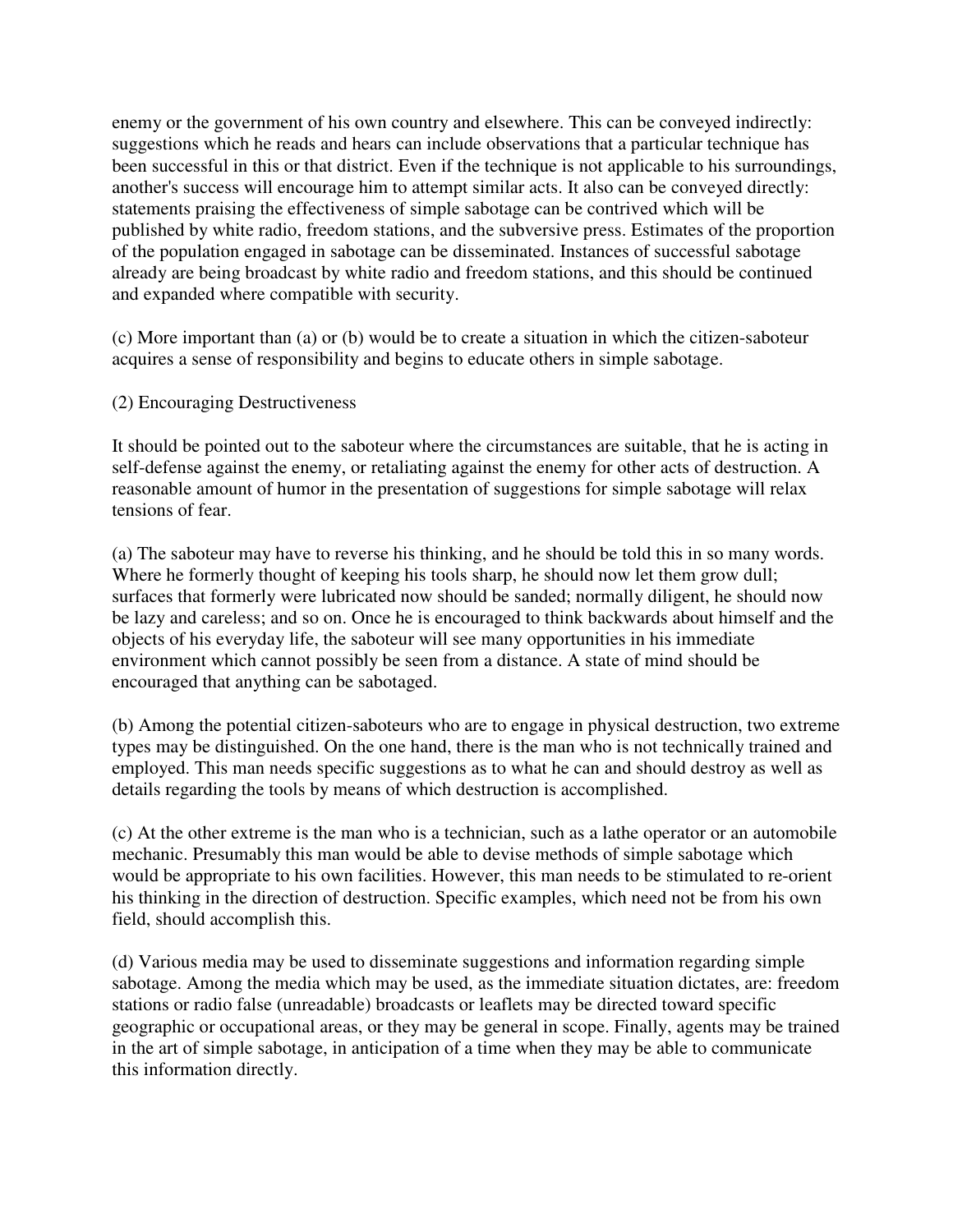enemy or the government of his own country and elsewhere. This can be conveyed indirectly: suggestions which he reads and hears can include observations that a particular technique has been successful in this or that district. Even if the technique is not applicable to his surroundings, another's success will encourage him to attempt similar acts. It also can be conveyed directly: statements praising the effectiveness of simple sabotage can be contrived which will be published by white radio, freedom stations, and the subversive press. Estimates of the proportion of the population engaged in sabotage can be disseminated. Instances of successful sabotage already are being broadcast by white radio and freedom stations, and this should be continued and expanded where compatible with security.

(c) More important than (a) or (b) would be to create a situation in which the citizen-saboteur acquires a sense of responsibility and begins to educate others in simple sabotage.

(2) Encouraging Destructiveness

It should be pointed out to the saboteur where the circumstances are suitable, that he is acting in self-defense against the enemy, or retaliating against the enemy for other acts of destruction. A reasonable amount of humor in the presentation of suggestions for simple sabotage will relax tensions of fear.

(a) The saboteur may have to reverse his thinking, and he should be told this in so many words. Where he formerly thought of keeping his tools sharp, he should now let them grow dull; surfaces that formerly were lubricated now should be sanded; normally diligent, he should now be lazy and careless; and so on. Once he is encouraged to think backwards about himself and the objects of his everyday life, the saboteur will see many opportunities in his immediate environment which cannot possibly be seen from a distance. A state of mind should be encouraged that anything can be sabotaged.

(b) Among the potential citizen-saboteurs who are to engage in physical destruction, two extreme types may be distinguished. On the one hand, there is the man who is not technically trained and employed. This man needs specific suggestions as to what he can and should destroy as well as details regarding the tools by means of which destruction is accomplished.

(c) At the other extreme is the man who is a technician, such as a lathe operator or an automobile mechanic. Presumably this man would be able to devise methods of simple sabotage which would be appropriate to his own facilities. However, this man needs to be stimulated to re-orient his thinking in the direction of destruction. Specific examples, which need not be from his own field, should accomplish this.

(d) Various media may be used to disseminate suggestions and information regarding simple sabotage. Among the media which may be used, as the immediate situation dictates, are: freedom stations or radio false (unreadable) broadcasts or leaflets may be directed toward specific geographic or occupational areas, or they may be general in scope. Finally, agents may be trained in the art of simple sabotage, in anticipation of a time when they may be able to communicate this information directly.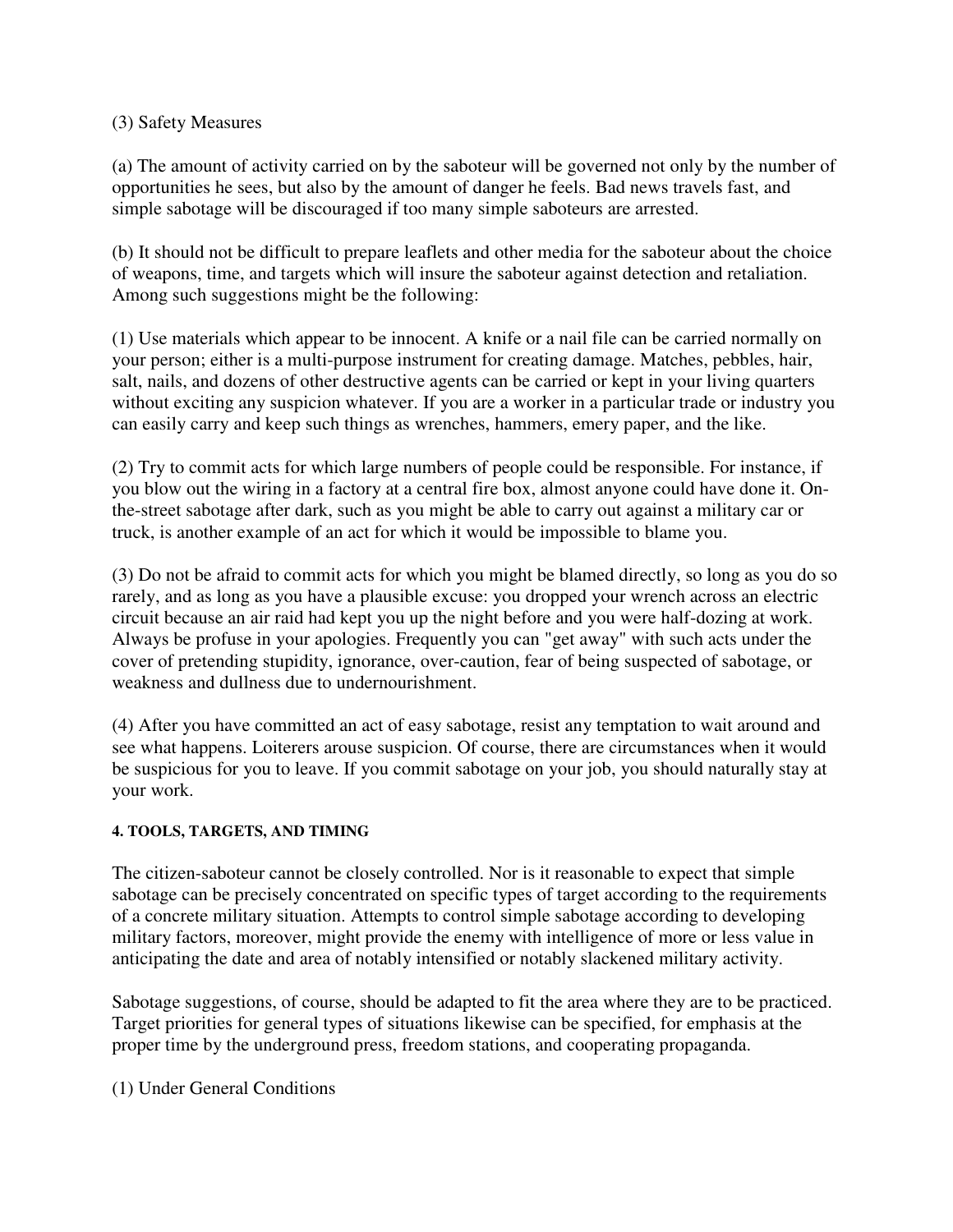(3) Safety Measures

(a) The amount of activity carried on by the saboteur will be governed not only by the number of opportunities he sees, but also by the amount of danger he feels. Bad news travels fast, and simple sabotage will be discouraged if too many simple saboteurs are arrested.

(b) It should not be difficult to prepare leaflets and other media for the saboteur about the choice of weapons, time, and targets which will insure the saboteur against detection and retaliation. Among such suggestions might be the following:

(1) Use materials which appear to be innocent. A knife or a nail file can be carried normally on your person; either is a multi-purpose instrument for creating damage. Matches, pebbles, hair, salt, nails, and dozens of other destructive agents can be carried or kept in your living quarters without exciting any suspicion whatever. If you are a worker in a particular trade or industry you can easily carry and keep such things as wrenches, hammers, emery paper, and the like.

(2) Try to commit acts for which large numbers of people could be responsible. For instance, if you blow out the wiring in a factory at a central fire box, almost anyone could have done it. On-the-street sabotage after dark, such as you might be able to carry out against a military car or truck, is another example of an act for which it would be impossible to blame you.

(3) Do not be afraid to commit acts for which you might be blamed directly, so long as you do so rarely, and as long as you have a plausible excuse: you dropped your wrench across an electric circuit because an air raid had kept you up the night before and you were half-dozing at work. Always be profuse in your apologies. Frequently you can "get away" with such acts under the cover of pretending stupidity, ignorance, over-caution, fear of being suspected of sabotage, or weakness and dullness due to undernourishment.

(4) After you have committed an act of easy sabotage, resist any temptation to wait around and see what happens. Loiterers arouse suspicion. Of course, there are circumstances when it would be suspicious for you to leave. If you commit sabotage on your job, you should naturally stay at your work.

#### 4. TOOLS, TARGETS, AND TIMING

The citizen-saboteur cannot be closely controlled. Nor is it reasonable to expect that simple sabotage can be precisely concentrated on specific types of target according to the requirements of a concrete military situation. Attempts to control simple sabotage according to developing military factors, moreover, might provide the enemy with intelligence of more or less value in anticipating the date and area of notably intensified or notably slackened military activity.

Sabotage suggestions, of course, should be adapted to fit the area where they are to be practiced. Target priorities for general types of situations likewise can be specified, for emphasis at the proper time by the underground press, freedom stations, and cooperating propaganda.

(1) Under General Conditions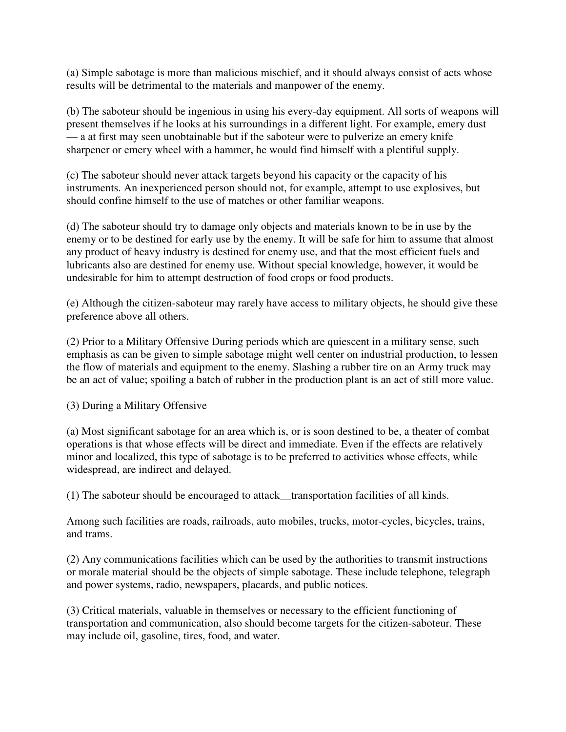(a) Simple sabotage is more than malicious mischief, and it should always consist of acts whose results will be detrimental to the materials and manpower of the enemy.

(b) The saboteur should be ingenious in using his every-day equipment. All sorts of weapons will present themselves if he looks at his surroundings in a different light. For example, emery dust — a at first may seen unobtainable but if the saboteur were to pulverize an emery knife sharpener or emery wheel with a hammer, he would find himself with a plentiful supply.

(c) The saboteur should never attack targets beyond his capacity or the capacity of his instruments. An inexperienced person should not, for example, attempt to use explosives, but should confine himself to the use of matches or other familiar weapons.

(d) The saboteur should try to damage only objects and materials known to be in use by the enemy or to be destined for early use by the enemy. It will be safe for him to assume that almost any product of heavy industry is destined for enemy use, and that the most efficient fuels and lubricants also are destined for enemy use. Without special knowledge, however, it would be undesirable for him to attempt destruction of food crops or food products.

(e) Although the citizen-saboteur may rarely have access to military objects, he should give these preference above all others.

(2) Prior to a Military Offensive During periods which are quiescent in a military sense, such emphasis as can be given to simple sabotage might well center on industrial production, to lessen the flow of materials and equipment to the enemy. Slashing a rubber tire on an Army truck may be an act of value; spoiling a batch of rubber in the production plant is an act of still more value.

(3) During a Military Offensive

(a) Most significant sabotage for an area which is, or is soon destined to be, a theater of combat operations is that whose effects will be direct and immediate. Even if the effects are relatively minor and localized, this type of sabotage is to be preferred to activities whose effects, while widespread, are indirect and delayed.

(1) The saboteur should be encouraged to attack__transportation facilities of all kinds.

Among such facilities are roads, railroads, auto mobiles, trucks, motor-cycles, bicycles, trains, and trams.

(2) Any communications facilities which can be used by the authorities to transmit instructions or morale material should be the objects of simple sabotage. These include telephone, telegraph and power systems, radio, newspapers, placards, and public notices.

(3) Critical materials, valuable in themselves or necessary to the efficient functioning of transportation and communication, also should become targets for the citizen-saboteur. These may include oil, gasoline, tires, food, and water.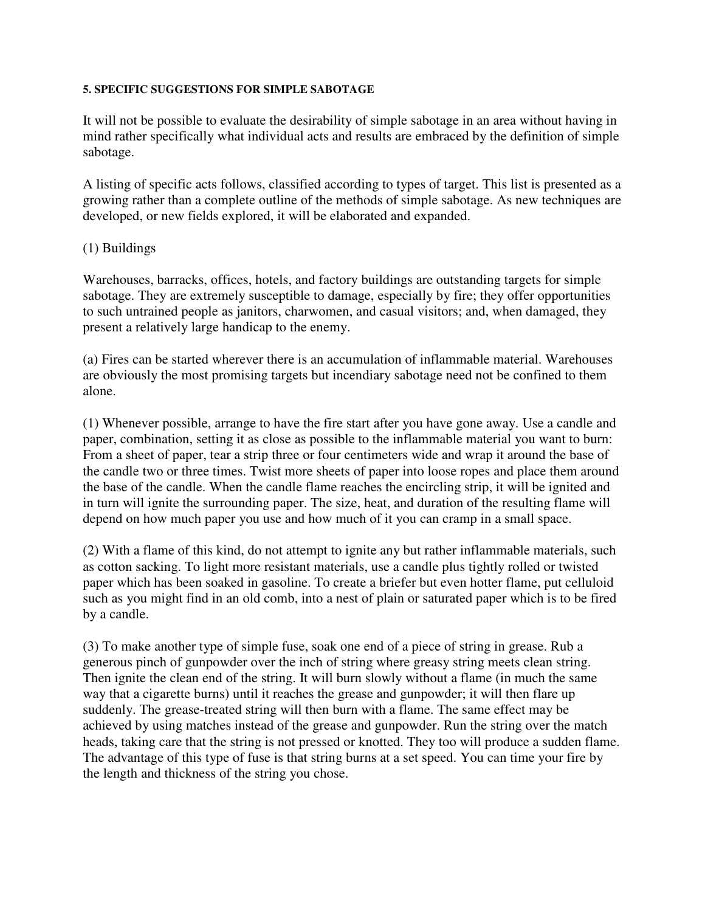#### 5. SPECIFIC SUGGESTIONS FOR SIMPLE SABOTAGE

It will not be possible to evaluate the desirability of simple sabotage in an area without having in mind rather specifically what individual acts and results are embraced by the definition of simple sabotage.

A listing of specific acts follows, classified according to types of target. This list is presented as a growing rather than a complete outline of the methods of simple sabotage. As new techniques are developed, or new fields explored, it will be elaborated and expanded.

(1) Buildings

Warehouses, barracks, offices, hotels, and factory buildings are outstanding targets for simple sabotage. They are extremely susceptible to damage, especially by fire; they offer opportunities to such untrained people as janitors, charwomen, and casual visitors; and, when damaged, they present a relatively large handicap to the enemy.

(a) Fires can be started wherever there is an accumulation of inflammable material. Warehouses are obviously the most promising targets but incendiary sabotage need not be confined to them alone.

(1) Whenever possible, arrange to have the fire start after you have gone away. Use a candle and paper, combination, setting it as close as possible to the inflammable material you want to burn: From a sheet of paper, tear a strip three or four centimeters wide and wrap it around the base of the candle two or three times. Twist more sheets of paper into loose ropes and place them around the base of the candle. When the candle flame reaches the encircling strip, it will be ignited and in turn will ignite the surrounding paper. The size, heat, and duration of the resulting flame will depend on how much paper you use and how much of it you can cramp in a small space.

(2) With a flame of this kind, do not attempt to ignite any but rather inflammable materials, such as cotton sacking. To light more resistant materials, use a candle plus tightly rolled or twisted paper which has been soaked in gasoline. To create a briefer but even hotter flame, put celluloid such as you might find in an old comb, into a nest of plain or saturated paper which is to be fired by a candle.

(3) To make another type of simple fuse, soak one end of a piece of string in grease. Rub a generous pinch of gunpowder over the inch of string where greasy string meets clean string. Then ignite the clean end of the string. It will burn slowly without a flame (in much the same way that a cigarette burns) until it reaches the grease and gunpowder; it will then flare up suddenly. The grease-treated string will then burn with a flame. The same effect may be achieved by using matches instead of the grease and gunpowder. Run the string over the match heads, taking care that the string is not pressed or knotted. They too will produce a sudden flame. The advantage of this type of fuse is that string burns at a set speed. You can time your fire by the length and thickness of the string you chose.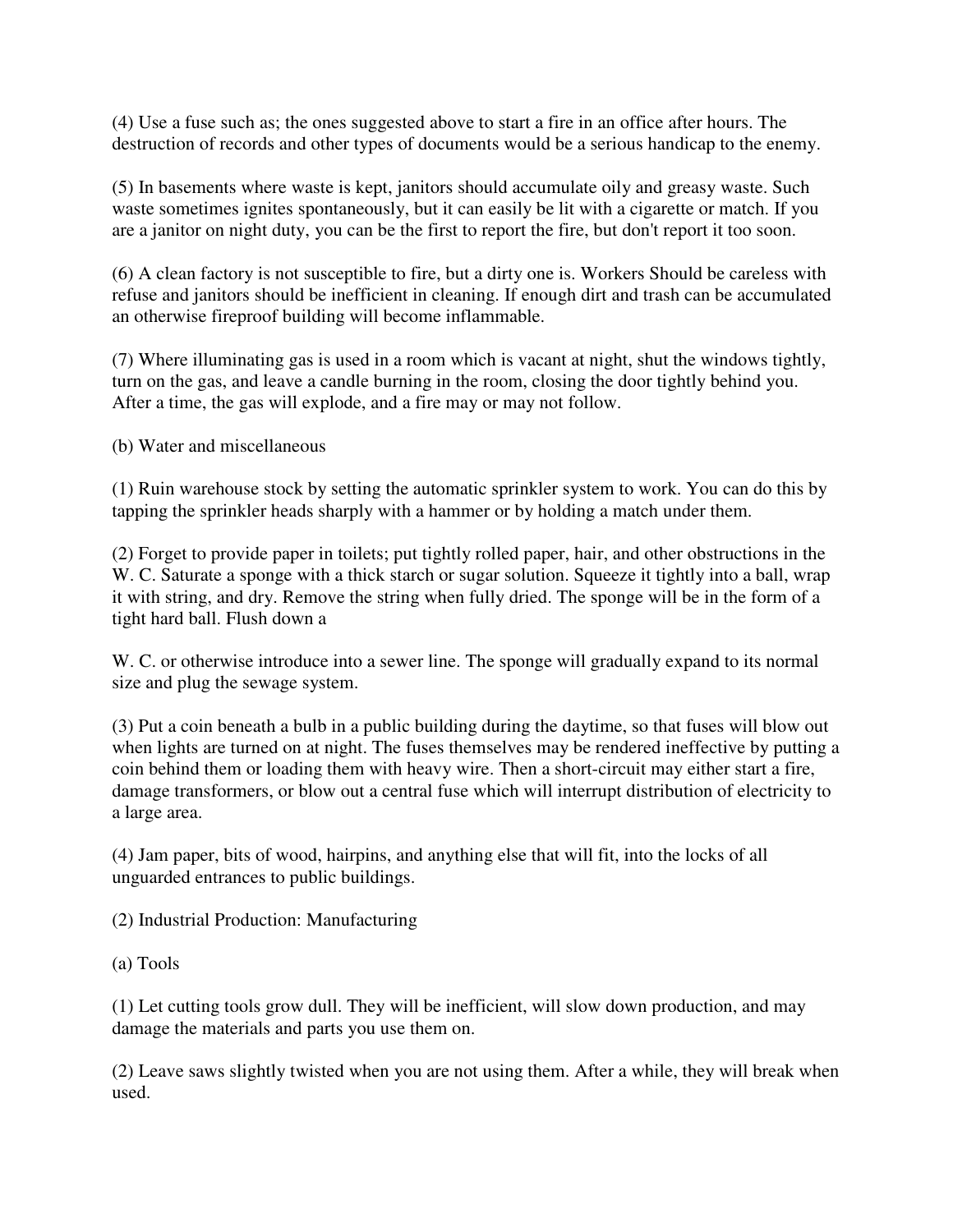(4) Use a fuse such as; the ones suggested above to start a fire in an office after hours. The destruction of records and other types of documents would be a serious handicap to the enemy.

(5) In basements where waste is kept, janitors should accumulate oily and greasy waste. Such waste sometimes ignites spontaneously, but it can easily be lit with a cigarette or match. If you are a janitor on night duty, you can be the first to report the fire, but don't report it too soon.

(6) A clean factory is not susceptible to fire, but a dirty one is. Workers Should be careless with refuse and janitors should be inefficient in cleaning. If enough dirt and trash can be accumulated an otherwise fireproof building will become inflammable.

(7) Where illuminating gas is used in a room which is vacant at night, shut the windows tightly, turn on the gas, and leave a candle burning in the room, closing the door tightly behind you. After a time, the gas will explode, and a fire may or may not follow.

(b) Water and miscellaneous

(1) Ruin warehouse stock by setting the automatic sprinkler system to work. You can do this by tapping the sprinkler heads sharply with a hammer or by holding a match under them.

(2) Forget to provide paper in toilets; put tightly rolled paper, hair, and other obstructions in the W. C. Saturate a sponge with a thick starch or sugar solution. Squeeze it tightly into a ball, wrap it with string, and dry. Remove the string when fully dried. The sponge will be in the form of a tight hard ball. Flush down a

W. C. or otherwise introduce into a sewer line. The sponge will gradually expand to its normal size and plug the sewage system.

(3) Put a coin beneath a bulb in a public building during the daytime, so that fuses will blow out when lights are turned on at night. The fuses themselves may be rendered ineffective by putting a coin behind them or loading them with heavy wire. Then a short-circuit may either start a fire, damage transformers, or blow out a central fuse which will interrupt distribution of electricity to a large area.

(4) Jam paper, bits of wood, hairpins, and anything else that will fit, into the locks of all unguarded entrances to public buildings.

(2) Industrial Production: Manufacturing

(a) Tools

(1) Let cutting tools grow dull. They will be inefficient, will slow down production, and may damage the materials and parts you use them on.

(2) Leave saws slightly twisted when you are not using them. After a while, they will break when used.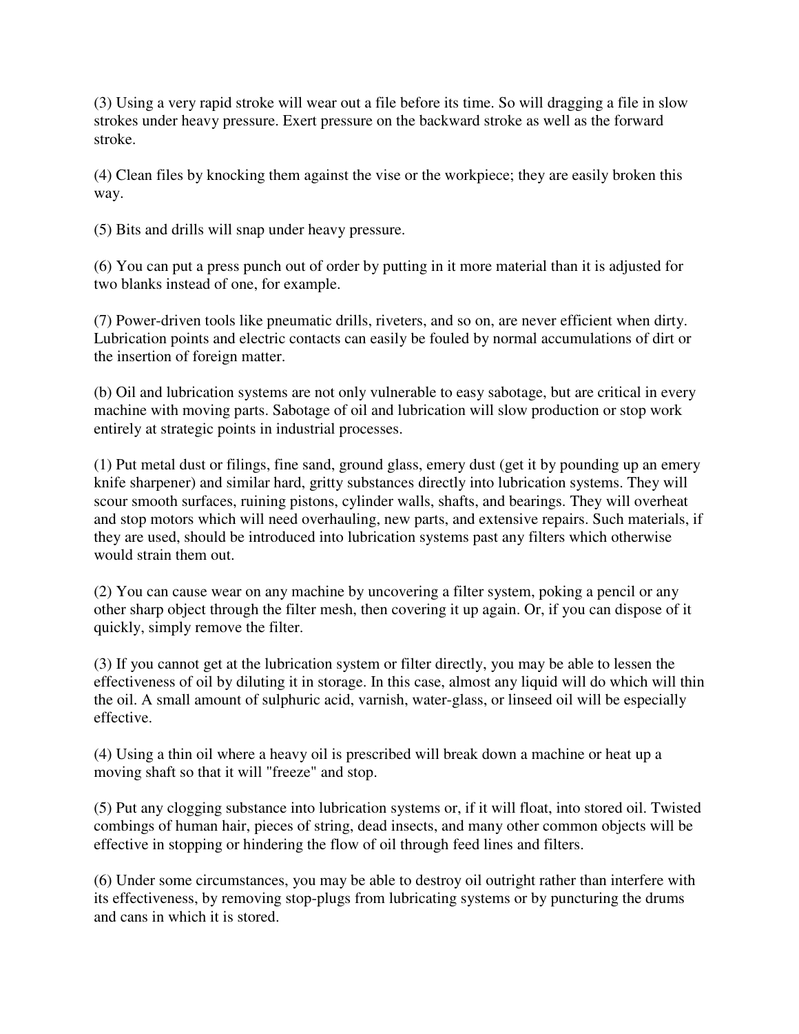(3) Using a very rapid stroke will wear out a file before its time. So will dragging a file in slow strokes under heavy pressure. Exert pressure on the backward stroke as well as the forward stroke.

(4) Clean files by knocking them against the vise or the workpiece; they are easily broken this way.

(5) Bits and drills will snap under heavy pressure.

(6) You can put a press punch out of order by putting in it more material than it is adjusted for two blanks instead of one, for example.

(7) Power-driven tools like pneumatic drills, riveters, and so on, are never efficient when dirty. Lubrication points and electric contacts can easily be fouled by normal accumulations of dirt or the insertion of foreign matter.

(b) Oil and lubrication systems are not only vulnerable to easy sabotage, but are critical in every machine with moving parts. Sabotage of oil and lubrication will slow production or stop work entirely at strategic points in industrial processes.

(1) Put metal dust or filings, fine sand, ground glass, emery dust (get it by pounding up an emery knife sharpener) and similar hard, gritty substances directly into lubrication systems. They will scour smooth surfaces, ruining pistons, cylinder walls, shafts, and bearings. They will overheat and stop motors which will need overhauling, new parts, and extensive repairs. Such materials, if they are used, should be introduced into lubrication systems past any filters which otherwise would strain them out.

(2) You can cause wear on any machine by uncovering a filter system, poking a pencil or any other sharp object through the filter mesh, then covering it up again. Or, if you can dispose of it quickly, simply remove the filter.

(3) If you cannot get at the lubrication system or filter directly, you may be able to lessen the effectiveness of oil by diluting it in storage. In this case, almost any liquid will do which will thin the oil. A small amount of sulphuric acid, varnish, water-glass, or linseed oil will be especially effective.

(4) Using a thin oil where a heavy oil is prescribed will break down a machine or heat up a moving shaft so that it will "freeze" and stop.

(5) Put any clogging substance into lubrication systems or, if it will float, into stored oil. Twisted combings of human hair, pieces of string, dead insects, and many other common objects will be effective in stopping or hindering the flow of oil through feed lines and filters.

(6) Under some circumstances, you may be able to destroy oil outright rather than interfere with its effectiveness, by removing stop-plugs from lubricating systems or by puncturing the drums and cans in which it is stored.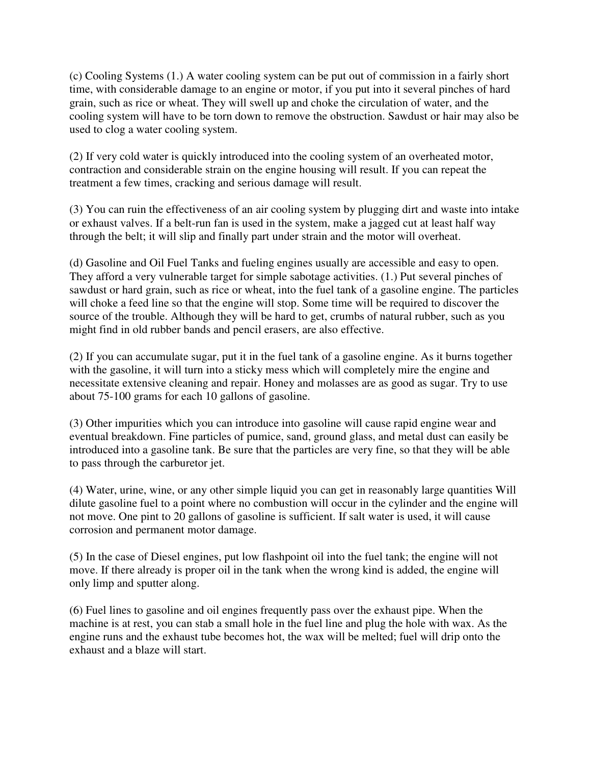(c) Cooling Systems (1.) A water cooling system can be put out of commission in a fairly short time, with considerable damage to an engine or motor, if you put into it several pinches of hard grain, such as rice or wheat. They will swell up and choke the circulation of water, and the cooling system will have to be torn down to remove the obstruction. Sawdust or hair may also be used to clog a water cooling system.

(2) If very cold water is quickly introduced into the cooling system of an overheated motor, contraction and considerable strain on the engine housing will result. If you can repeat the treatment a few times, cracking and serious damage will result.

(3) You can ruin the effectiveness of an air cooling system by plugging dirt and waste into intake or exhaust valves. If a belt-run fan is used in the system, make a jagged cut at least half way through the belt; it will slip and finally part under strain and the motor will overheat.

(d) Gasoline and Oil Fuel Tanks and fueling engines usually are accessible and easy to open. They afford a very vulnerable target for simple sabotage activities. (1.) Put several pinches of sawdust or hard grain, such as rice or wheat, into the fuel tank of a gasoline engine. The particles will choke a feed line so that the engine will stop. Some time will be required to discover the source of the trouble. Although they will be hard to get, crumbs of natural rubber, such as you might find in old rubber bands and pencil erasers, are also effective.

(2) If you can accumulate sugar, put it in the fuel tank of a gasoline engine. As it burns together with the gasoline, it will turn into a sticky mess which will completely mire the engine and necessitate extensive cleaning and repair. Honey and molasses are as good as sugar. Try to use about 75-100 grams for each 10 gallons of gasoline.

(3) Other impurities which you can introduce into gasoline will cause rapid engine wear and eventual breakdown. Fine particles of pumice, sand, ground glass, and metal dust can easily be introduced into a gasoline tank. Be sure that the particles are very fine, so that they will be able to pass through the carburetor jet.

(4) Water, urine, wine, or any other simple liquid you can get in reasonably large quantities Will dilute gasoline fuel to a point where no combustion will occur in the cylinder and the engine will not move. One pint to 20 gallons of gasoline is sufficient. If salt water is used, it will cause corrosion and permanent motor damage.

(5) In the case of Diesel engines, put low flashpoint oil into the fuel tank; the engine will not move. If there already is proper oil in the tank when the wrong kind is added, the engine will only limp and sputter along.

(6) Fuel lines to gasoline and oil engines frequently pass over the exhaust pipe. When the machine is at rest, you can stab a small hole in the fuel line and plug the hole with wax. As the engine runs and the exhaust tube becomes hot, the wax will be melted; fuel will drip onto the exhaust and a blaze will start.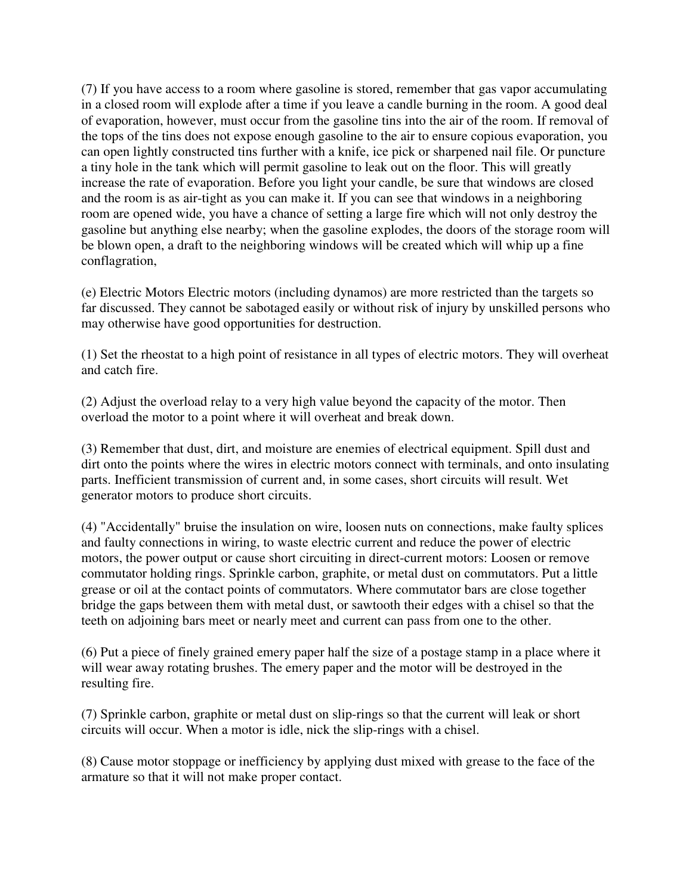(7) If you have access to a room where gasoline is stored, remember that gas vapor accumulating in a closed room will explode after a time if you leave a candle burning in the room. A good deal of evaporation, however, must occur from the gasoline tins into the air of the room. If removal of the tops of the tins does not expose enough gasoline to the air to ensure copious evaporation, you can open lightly constructed tins further with a knife, ice pick or sharpened nail file. Or puncture a tiny hole in the tank which will permit gasoline to leak out on the floor. This will greatly increase the rate of evaporation. Before you light your candle, be sure that windows are closed and the room is as air-tight as you can make it. If you can see that windows in a neighboring room are opened wide, you have a chance of setting a large fire which will not only destroy the gasoline but anything else nearby; when the gasoline explodes, the doors of the storage room will be blown open, a draft to the neighboring windows will be created which will whip up a fine conflagration,

(e) Electric Motors Electric motors (including dynamos) are more restricted than the targets so far discussed. They cannot be sabotaged easily or without risk of injury by unskilled persons who may otherwise have good opportunities for destruction.

(1) Set the rheostat to a high point of resistance in all types of electric motors. They will overheat and catch fire.

(2) Adjust the overload relay to a very high value beyond the capacity of the motor. Then overload the motor to a point where it will overheat and break down.

(3) Remember that dust, dirt, and moisture are enemies of electrical equipment. Spill dust and dirt onto the points where the wires in electric motors connect with terminals, and onto insulating parts. Inefficient transmission of current and, in some cases, short circuits will result. Wet generator motors to produce short circuits.

(4) "Accidentally" bruise the insulation on wire, loosen nuts on connections, make faulty splices and faulty connections in wiring, to waste electric current and reduce the power of electric motors, the power output or cause short circuiting in direct-current motors: Loosen or remove commutator holding rings. Sprinkle carbon, graphite, or metal dust on commutators. Put a little grease or oil at the contact points of commutators. Where commutator bars are close together bridge the gaps between them with metal dust, or sawtooth their edges with a chisel so that the teeth on adjoining bars meet or nearly meet and current can pass from one to the other.

(6) Put a piece of finely grained emery paper half the size of a postage stamp in a place where it will wear away rotating brushes. The emery paper and the motor will be destroyed in the resulting fire.

(7) Sprinkle carbon, graphite or metal dust on slip-rings so that the current will leak or short circuits will occur. When a motor is idle, nick the slip-rings with a chisel.

(8) Cause motor stoppage or inefficiency by applying dust mixed with grease to the face of the armature so that it will not make proper contact.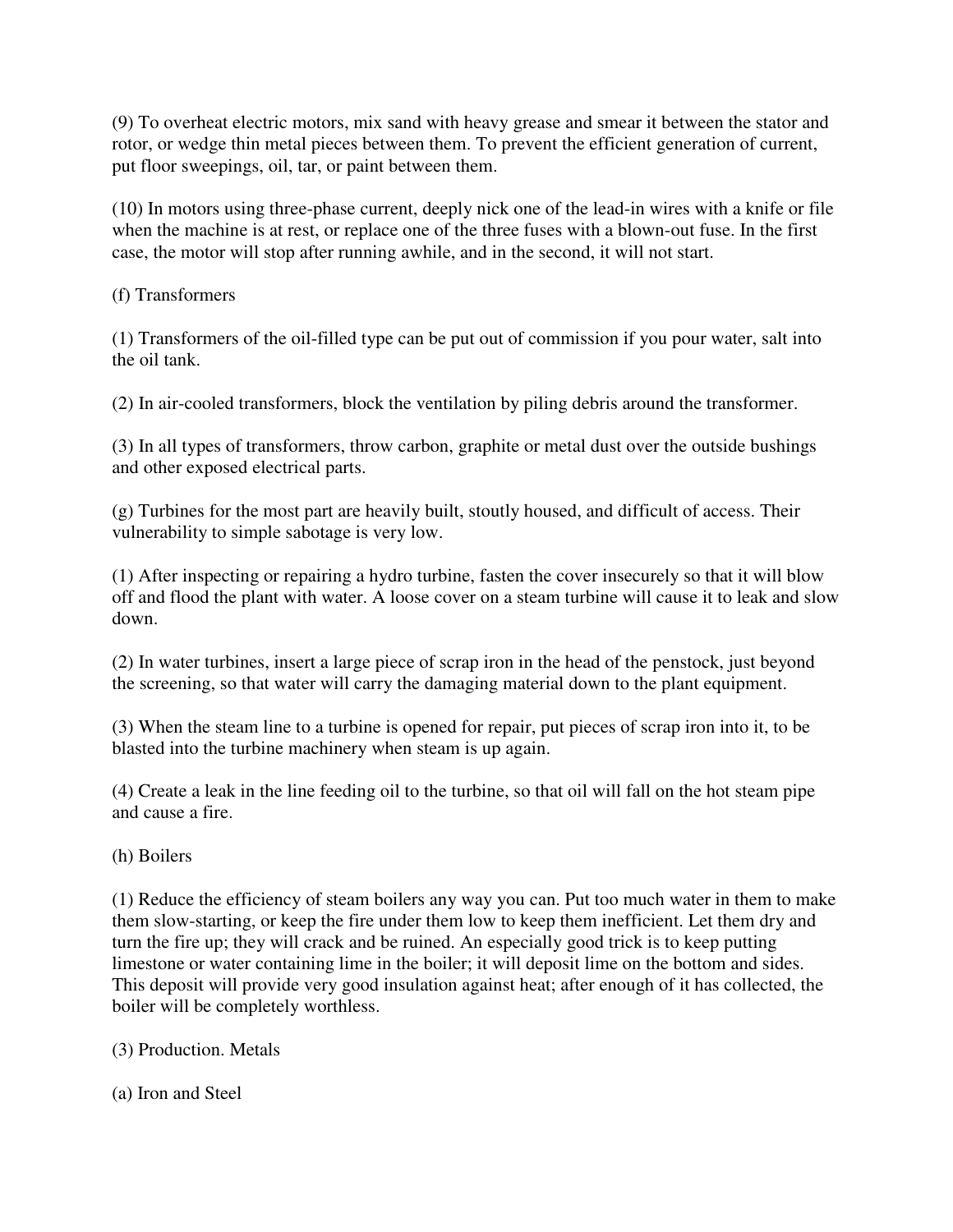(9) To overheat electric motors, mix sand with heavy grease and smear it between the stator and rotor, or wedge thin metal pieces between them. To prevent the efficient generation of current, put floor sweepings, oil, tar, or paint between them.

(10) In motors using three-phase current, deeply nick one of the lead-in wires with a knife or file when the machine is at rest, or replace one of the three fuses with a blown-out fuse. In the first case, the motor will stop after running awhile, and in the second, it will not start.

(f) Transformers

(1) Transformers of the oil-filled type can be put out of commission if you pour water, salt into the oil tank.

(2) In air-cooled transformers, block the ventilation by piling debris around the transformer.

(3) In all types of transformers, throw carbon, graphite or metal dust over the outside bushings and other exposed electrical parts.

(g) Turbines for the most part are heavily built, stoutly housed, and difficult of access. Their vulnerability to simple sabotage is very low.

(1) After inspecting or repairing a hydro turbine, fasten the cover insecurely so that it will blow off and flood the plant with water. A loose cover on a steam turbine will cause it to leak and slow down.

(2) In water turbines, insert a large piece of scrap iron in the head of the penstock, just beyond the screening, so that water will carry the damaging material down to the plant equipment.

(3) When the steam line to a turbine is opened for repair, put pieces of scrap iron into it, to be blasted into the turbine machinery when steam is up again.

(4) Create a leak in the line feeding oil to the turbine, so that oil will fall on the hot steam pipe and cause a fire.

(h) Boilers

(1) Reduce the efficiency of steam boilers any way you can. Put too much water in them to make them slow-starting, or keep the fire under them low to keep them inefficient. Let them dry and turn the fire up; they will crack and be ruined. An especially good trick is to keep putting limestone or water containing lime in the boiler; it will deposit lime on the bottom and sides. This deposit will provide very good insulation against heat; after enough of it has collected, the boiler will be completely worthless.

(3) Production. Metals

(a) Iron and Steel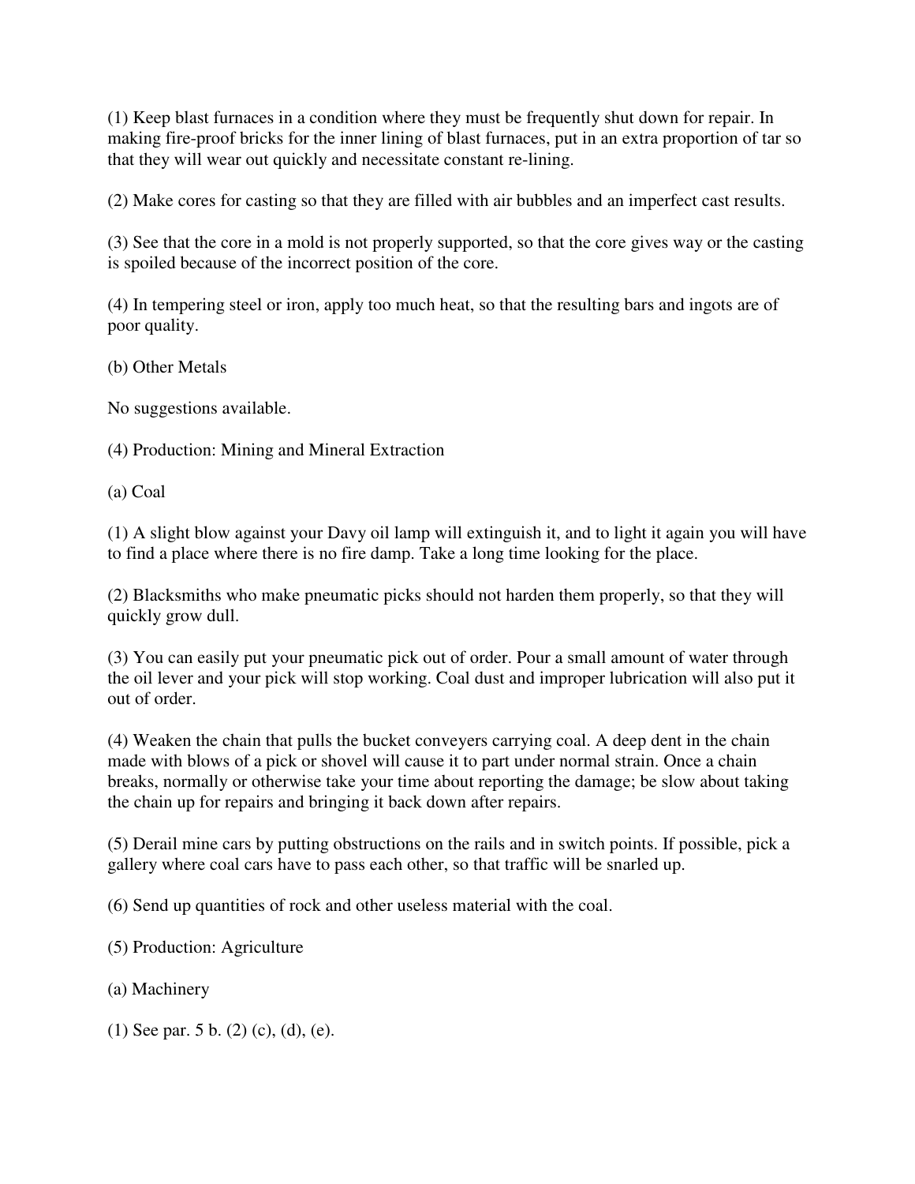(1) Keep blast furnaces in a condition where they must be frequently shut down for repair. In making fire-proof bricks for the inner lining of blast furnaces, put in an extra proportion of tar so that they will wear out quickly and necessitate constant re-lining.

(2) Make cores for casting so that they are filled with air bubbles and an imperfect cast results.

(3) See that the core in a mold is not properly supported, so that the core gives way or the casting is spoiled because of the incorrect position of the core.

(4) In tempering steel or iron, apply too much heat, so that the resulting bars and ingots are of poor quality.

(b) Other Metals

No suggestions available.

(4) Production: Mining and Mineral Extraction

(a) Coal

(1) A slight blow against your Davy oil lamp will extinguish it, and to light it again you will have to find a place where there is no fire damp. Take a long time looking for the place.

(2) Blacksmiths who make pneumatic picks should not harden them properly, so that they will quickly grow dull.

(3) You can easily put your pneumatic pick out of order. Pour a small amount of water through the oil lever and your pick will stop working. Coal dust and improper lubrication will also put it out of order.

(4) Weaken the chain that pulls the bucket conveyers carrying coal. A deep dent in the chain made with blows of a pick or shovel will cause it to part under normal strain. Once a chain breaks, normally or otherwise take your time about reporting the damage; be slow about taking the chain up for repairs and bringing it back down after repairs.

(5) Derail mine cars by putting obstructions on the rails and in switch points. If possible, pick a gallery where coal cars have to pass each other, so that traffic will be snarled up.

(6) Send up quantities of rock and other useless material with the coal.

(5) Production: Agriculture

(a) Machinery

(1) See par. 5 b. (2) (c), (d), (e).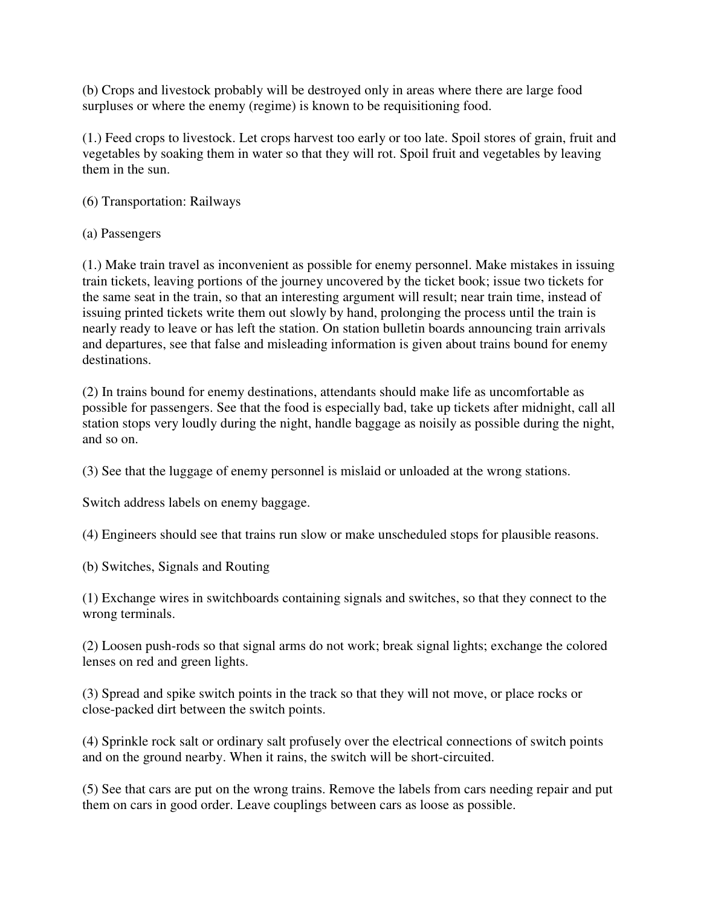(b) Crops and livestock probably will be destroyed only in areas where there are large food surpluses or where the enemy (regime) is known to be requisitioning food.

(1.) Feed crops to livestock. Let crops harvest too early or too late. Spoil stores of grain, fruit and vegetables by soaking them in water so that they will rot. Spoil fruit and vegetables by leaving them in the sun.

(6) Transportation: Railways

(a) Passengers

(1.) Make train travel as inconvenient as possible for enemy personnel. Make mistakes in issuing train tickets, leaving portions of the journey uncovered by the ticket book; issue two tickets for the same seat in the train, so that an interesting argument will result; near train time, instead of issuing printed tickets write them out slowly by hand, prolonging the process until the train is nearly ready to leave or has left the station. On station bulletin boards announcing train arrivals and departures, see that false and misleading information is given about trains bound for enemy destinations.

(2) In trains bound for enemy destinations, attendants should make life as uncomfortable as possible for passengers. See that the food is especially bad, take up tickets after midnight, call all station stops very loudly during the night, handle baggage as noisily as possible during the night, and so on.

(3) See that the luggage of enemy personnel is mislaid or unloaded at the wrong stations.

Switch address labels on enemy baggage.

(4) Engineers should see that trains run slow or make unscheduled stops for plausible reasons.

(b) Switches, Signals and Routing

(1) Exchange wires in switchboards containing signals and switches, so that they connect to the wrong terminals.

(2) Loosen push-rods so that signal arms do not work; break signal lights; exchange the colored lenses on red and green lights.

(3) Spread and spike switch points in the track so that they will not move, or place rocks or close-packed dirt between the switch points.

(4) Sprinkle rock salt or ordinary salt profusely over the electrical connections of switch points and on the ground nearby. When it rains, the switch will be short-circuited.

(5) See that cars are put on the wrong trains. Remove the labels from cars needing repair and put them on cars in good order. Leave couplings between cars as loose as possible.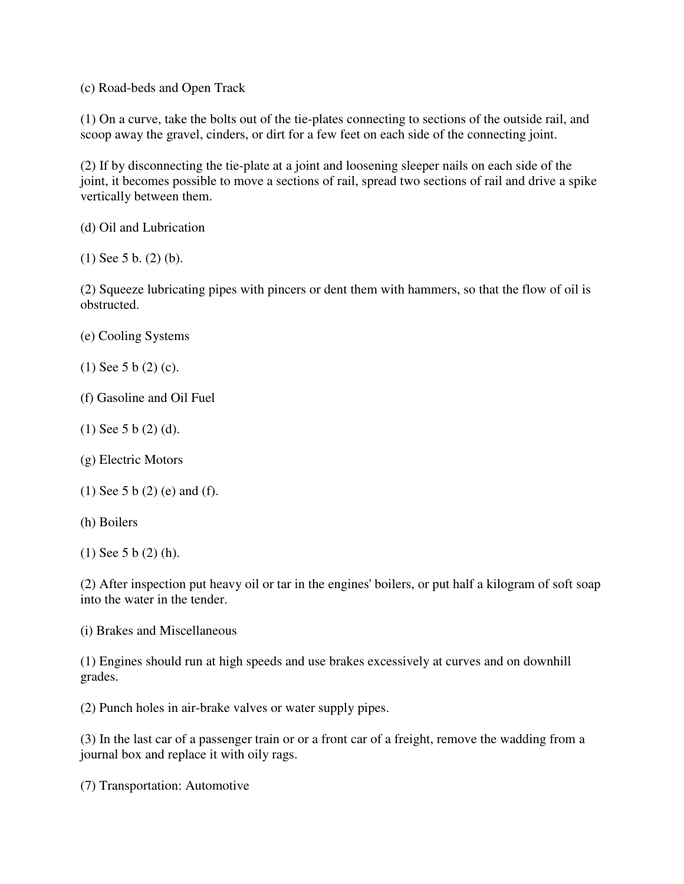(c) Road-beds and Open Track

(1) On a curve, take the bolts out of the tie-plates connecting to sections of the outside rail, and scoop away the gravel, cinders, or dirt for a few feet on each side of the connecting joint.

(2) If by disconnecting the tie-plate at a joint and loosening sleeper nails on each side of the joint, it becomes possible to move a sections of rail, spread two sections of rail and drive a spike vertically between them.

(d) Oil and Lubrication

(1) See 5 b. (2) (b).

(2) Squeeze lubricating pipes with pincers or dent them with hammers, so that the flow of oil is obstructed.

(e) Cooling Systems

(1) See 5 b (2) (c).

(f) Gasoline and Oil Fuel

(1) See 5 b (2) (d).

(g) Electric Motors

(1) See 5 b (2) (e) and (f).

(h) Boilers

(1) See 5 b (2) (h).

(2) After inspection put heavy oil or tar in the engines' boilers, or put half a kilogram of soft soap into the water in the tender.

(i) Brakes and Miscellaneous

(1) Engines should run at high speeds and use brakes excessively at curves and on downhill grades.

(2) Punch holes in air-brake valves or water supply pipes.

(3) In the last car of a passenger train or or a front car of a freight, remove the wadding from a journal box and replace it with oily rags.

(7) Transportation: Automotive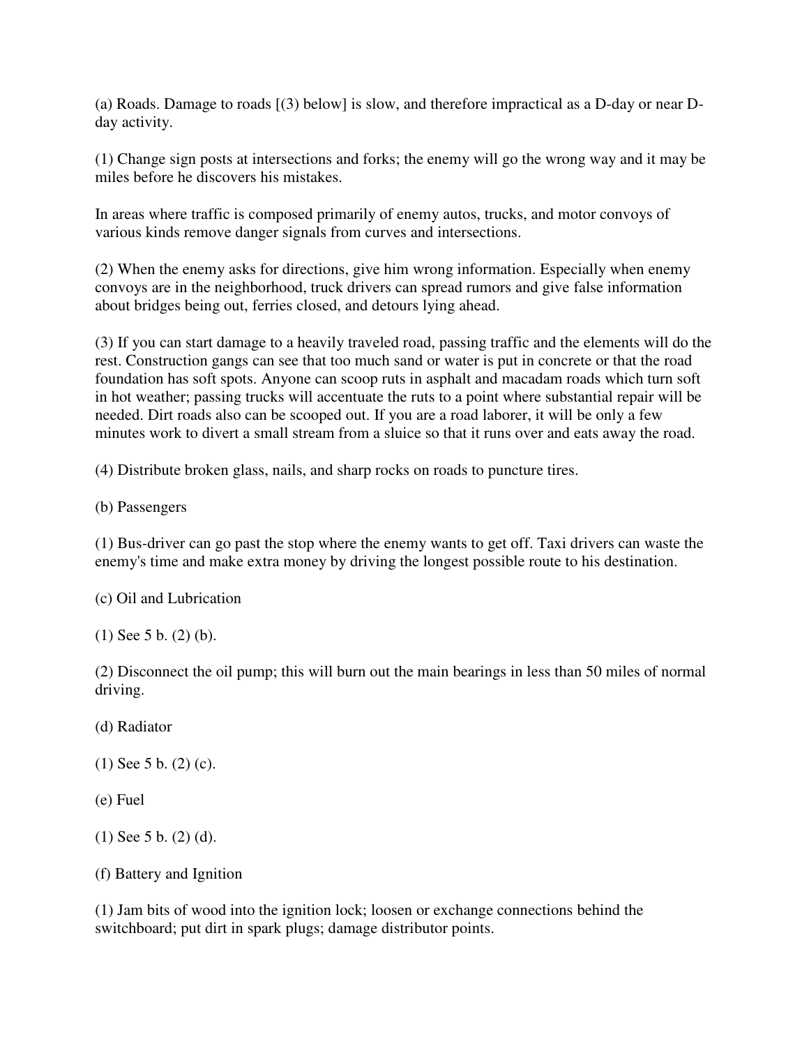(a) Roads. Damage to roads [(3) below] is slow, and therefore impractical as a D-day or near D-day activity.

(1) Change sign posts at intersections and forks; the enemy will go the wrong way and it may be miles before he discovers his mistakes.

In areas where traffic is composed primarily of enemy autos, trucks, and motor convoys of various kinds remove danger signals from curves and intersections.

(2) When the enemy asks for directions, give him wrong information. Especially when enemy convoys are in the neighborhood, truck drivers can spread rumors and give false information about bridges being out, ferries closed, and detours lying ahead.

(3) If you can start damage to a heavily traveled road, passing traffic and the elements will do the rest. Construction gangs can see that too much sand or water is put in concrete or that the road foundation has soft spots. Anyone can scoop ruts in asphalt and macadam roads which turn soft in hot weather; passing trucks will accentuate the ruts to a point where substantial repair will be needed. Dirt roads also can be scooped out. If you are a road laborer, it will be only a few minutes work to divert a small stream from a sluice so that it runs over and eats away the road.

(4) Distribute broken glass, nails, and sharp rocks on roads to puncture tires.

(b) Passengers

(1) Bus-driver can go past the stop where the enemy wants to get off. Taxi drivers can waste the enemy's time and make extra money by driving the longest possible route to his destination.

(c) Oil and Lubrication

(1) See 5 b. (2) (b).

(2) Disconnect the oil pump; this will burn out the main bearings in less than 50 miles of normal driving.

(d) Radiator

(1) See 5 b. (2) (c).

(e) Fuel

(1) See 5 b. (2) (d).

(f) Battery and Ignition

(1) Jam bits of wood into the ignition lock; loosen or exchange connections behind the switchboard; put dirt in spark plugs; damage distributor points.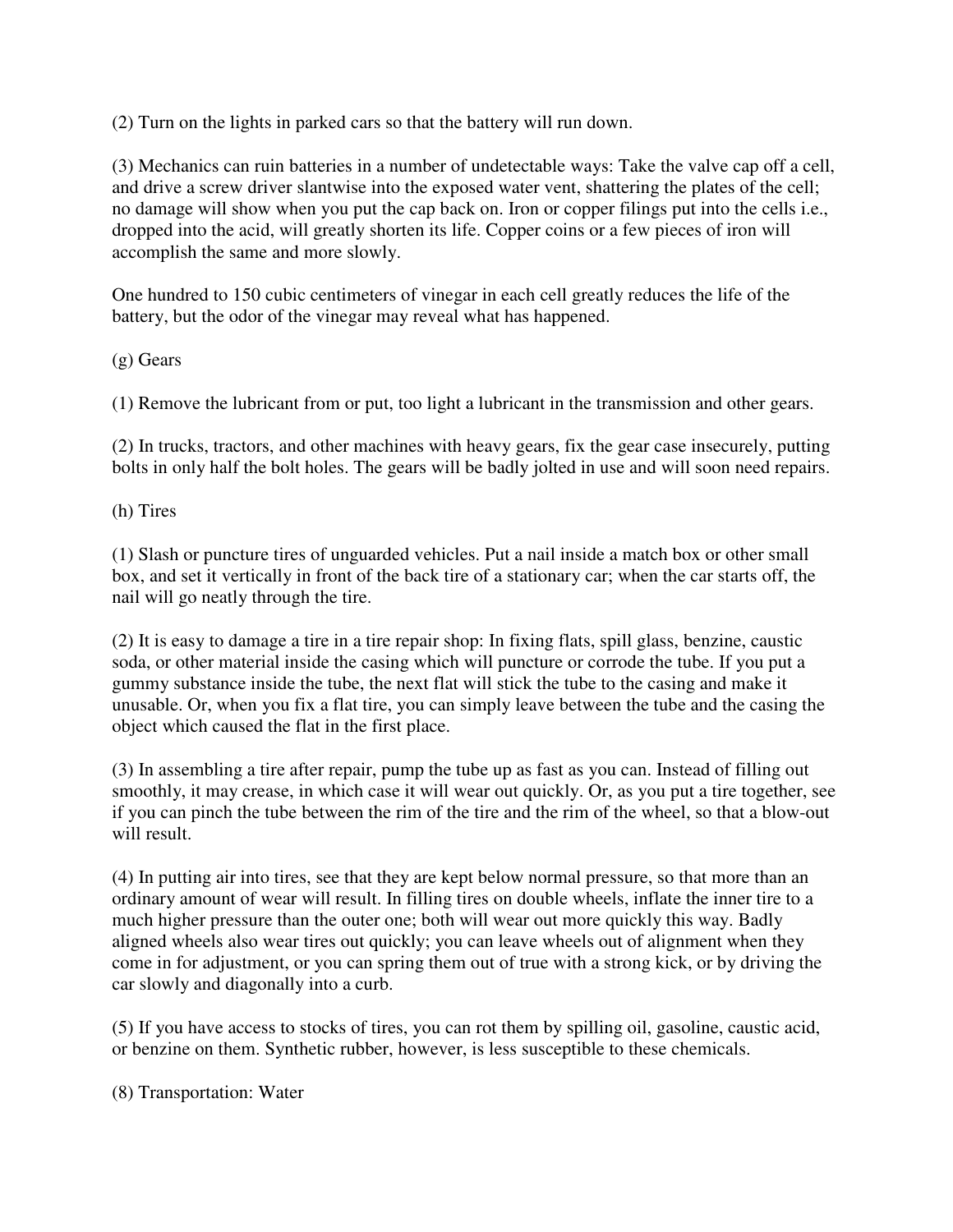(2) Turn on the lights in parked cars so that the battery will run down.

(3) Mechanics can ruin batteries in a number of undetectable ways: Take the valve cap off a cell, and drive a screw driver slantwise into the exposed water vent, shattering the plates of the cell; no damage will show when you put the cap back on. Iron or copper filings put into the cells i.e., dropped into the acid, will greatly shorten its life. Copper coins or a few pieces of iron will accomplish the same and more slowly.

One hundred to 150 cubic centimeters of vinegar in each cell greatly reduces the life of the battery, but the odor of the vinegar may reveal what has happened.

(g) Gears

(1) Remove the lubricant from or put, too light a lubricant in the transmission and other gears.

(2) In trucks, tractors, and other machines with heavy gears, fix the gear case insecurely, putting bolts in only half the bolt holes. The gears will be badly jolted in use and will soon need repairs.

(h) Tires

(1) Slash or puncture tires of unguarded vehicles. Put a nail inside a match box or other small box, and set it vertically in front of the back tire of a stationary car; when the car starts off, the nail will go neatly through the tire.

(2) It is easy to damage a tire in a tire repair shop: In fixing flats, spill glass, benzine, caustic soda, or other material inside the casing which will puncture or corrode the tube. If you put a gummy substance inside the tube, the next flat will stick the tube to the casing and make it unusable. Or, when you fix a flat tire, you can simply leave between the tube and the casing the object which caused the flat in the first place.

(3) In assembling a tire after repair, pump the tube up as fast as you can. Instead of filling out smoothly, it may crease, in which case it will wear out quickly. Or, as you put a tire together, see if you can pinch the tube between the rim of the tire and the rim of the wheel, so that a blow-out will result.

(4) In putting air into tires, see that they are kept below normal pressure, so that more than an ordinary amount of wear will result. In filling tires on double wheels, inflate the inner tire to a much higher pressure than the outer one; both will wear out more quickly this way. Badly aligned wheels also wear tires out quickly; you can leave wheels out of alignment when they come in for adjustment, or you can spring them out of true with a strong kick, or by driving the car slowly and diagonally into a curb.

(5) If you have access to stocks of tires, you can rot them by spilling oil, gasoline, caustic acid, or benzine on them. Synthetic rubber, however, is less susceptible to these chemicals.

(8) Transportation: Water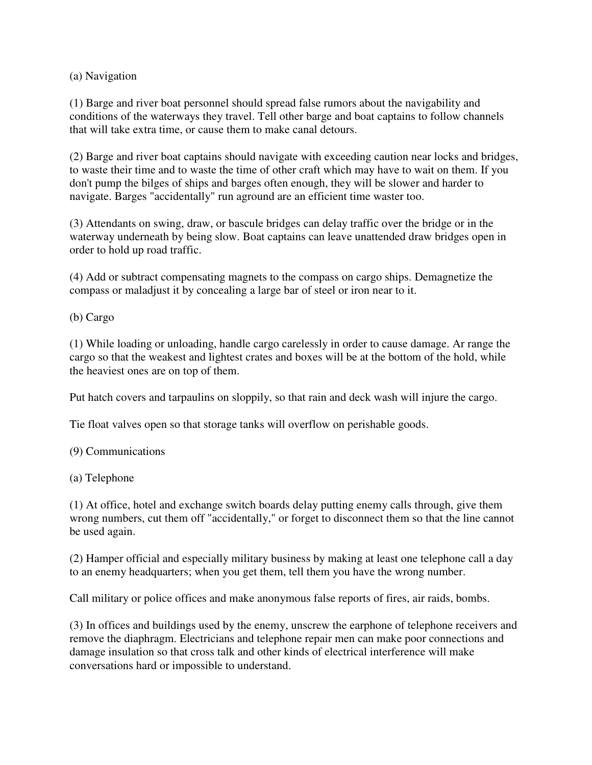(a) Navigation

(1) Barge and river boat personnel should spread false rumors about the navigability and conditions of the waterways they travel. Tell other barge and boat captains to follow channels that will take extra time, or cause them to make canal detours.

(2) Barge and river boat captains should navigate with exceeding caution near locks and bridges, to waste their time and to waste the time of other craft which may have to wait on them. If you don't pump the bilges of ships and barges often enough, they will be slower and harder to navigate. Barges "accidentally" run aground are an efficient time waster too.

(3) Attendants on swing, draw, or bascule bridges can delay traffic over the bridge or in the waterway underneath by being slow. Boat captains can leave unattended draw bridges open in order to hold up road traffic.

(4) Add or subtract compensating magnets to the compass on cargo ships. Demagnetize the compass or maladjust it by concealing a large bar of steel or iron near to it.

(b) Cargo

(1) While loading or unloading, handle cargo carelessly in order to cause damage. Ar range the cargo so that the weakest and lightest crates and boxes will be at the bottom of the hold, while the heaviest ones are on top of them.

Put hatch covers and tarpaulins on sloppily, so that rain and deck wash will injure the cargo.

Tie float valves open so that storage tanks will overflow on perishable goods.

(9) Communications

(a) Telephone

(1) At office, hotel and exchange switch boards delay putting enemy calls through, give them wrong numbers, cut them off "accidentally," or forget to disconnect them so that the line cannot be used again.

(2) Hamper official and especially military business by making at least one telephone call a day to an enemy headquarters; when you get them, tell them you have the wrong number.

Call military or police offices and make anonymous false reports of fires, air raids, bombs.

(3) In offices and buildings used by the enemy, unscrew the earphone of telephone receivers and remove the diaphragm. Electricians and telephone repair men can make poor connections and damage insulation so that cross talk and other kinds of electrical interference will make conversations hard or impossible to understand.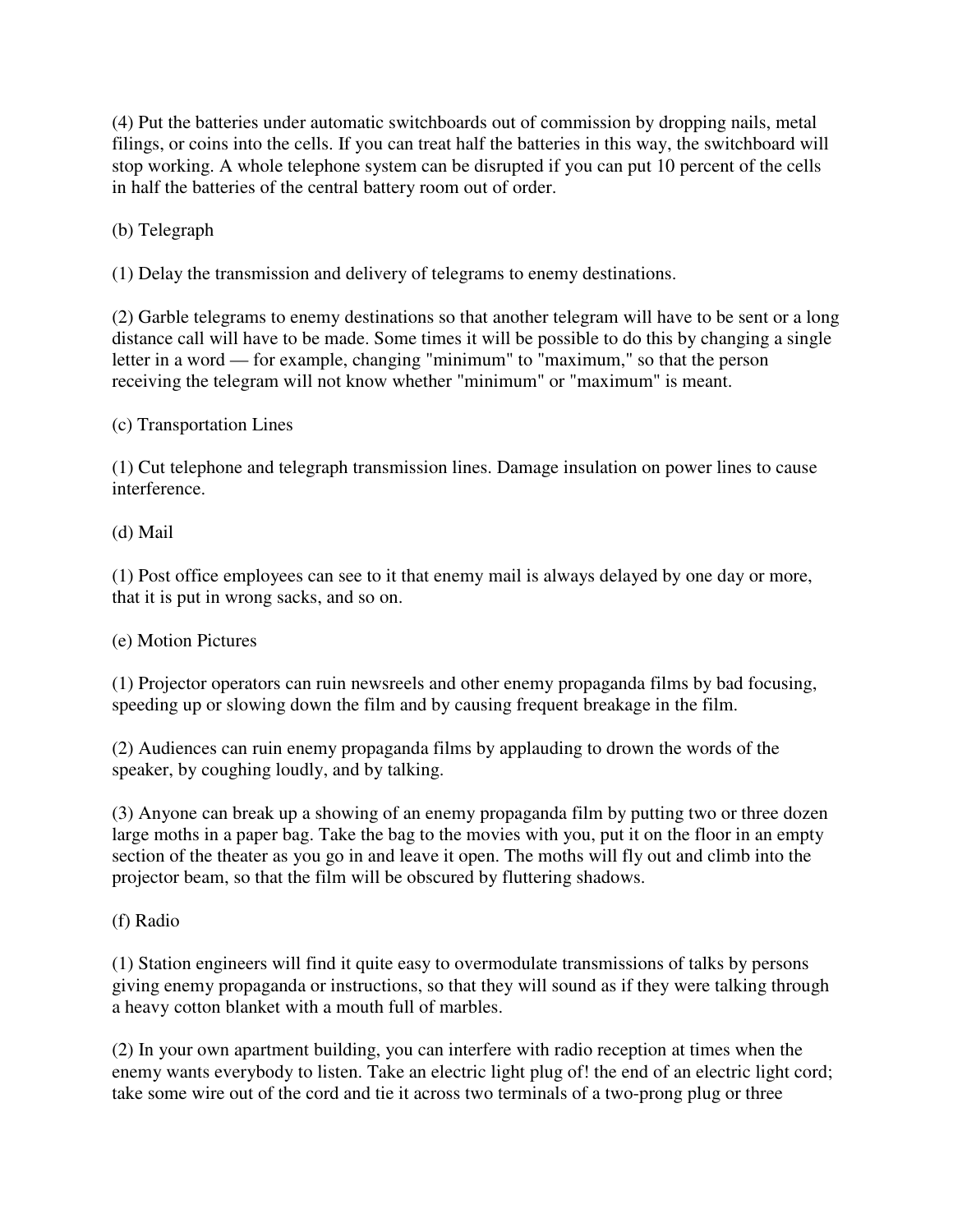(4) Put the batteries under automatic switchboards out of commission by dropping nails, metal filings, or coins into the cells. If you can treat half the batteries in this way, the switchboard will stop working. A whole telephone system can be disrupted if you can put 10 percent of the cells in half the batteries of the central battery room out of order.

(b) Telegraph

(1) Delay the transmission and delivery of telegrams to enemy destinations.

(2) Garble telegrams to enemy destinations so that another telegram will have to be sent or a long distance call will have to be made. Some times it will be possible to do this by changing a single letter in a word — for example, changing "minimum" to "maximum," so that the person receiving the telegram will not know whether "minimum" or "maximum" is meant.

(c) Transportation Lines

(1) Cut telephone and telegraph transmission lines. Damage insulation on power lines to cause interference.

(d) Mail

(1) Post office employees can see to it that enemy mail is always delayed by one day or more, that it is put in wrong sacks, and so on.

(e) Motion Pictures

(1) Projector operators can ruin newsreels and other enemy propaganda films by bad focusing, speeding up or slowing down the film and by causing frequent breakage in the film.

(2) Audiences can ruin enemy propaganda films by applauding to drown the words of the speaker, by coughing loudly, and by talking.

(3) Anyone can break up a showing of an enemy propaganda film by putting two or three dozen large moths in a paper bag. Take the bag to the movies with you, put it on the floor in an empty section of the theater as you go in and leave it open. The moths will fly out and climb into the projector beam, so that the film will be obscured by fluttering shadows.

(f) Radio

(1) Station engineers will find it quite easy to overmodulate transmissions of talks by persons giving enemy propaganda or instructions, so that they will sound as if they were talking through a heavy cotton blanket with a mouth full of marbles.

(2) In your own apartment building, you can interfere with radio reception at times when the enemy wants everybody to listen. Take an electric light plug of! the end of an electric light cord; take some wire out of the cord and tie it across two terminals of a two-prong plug or three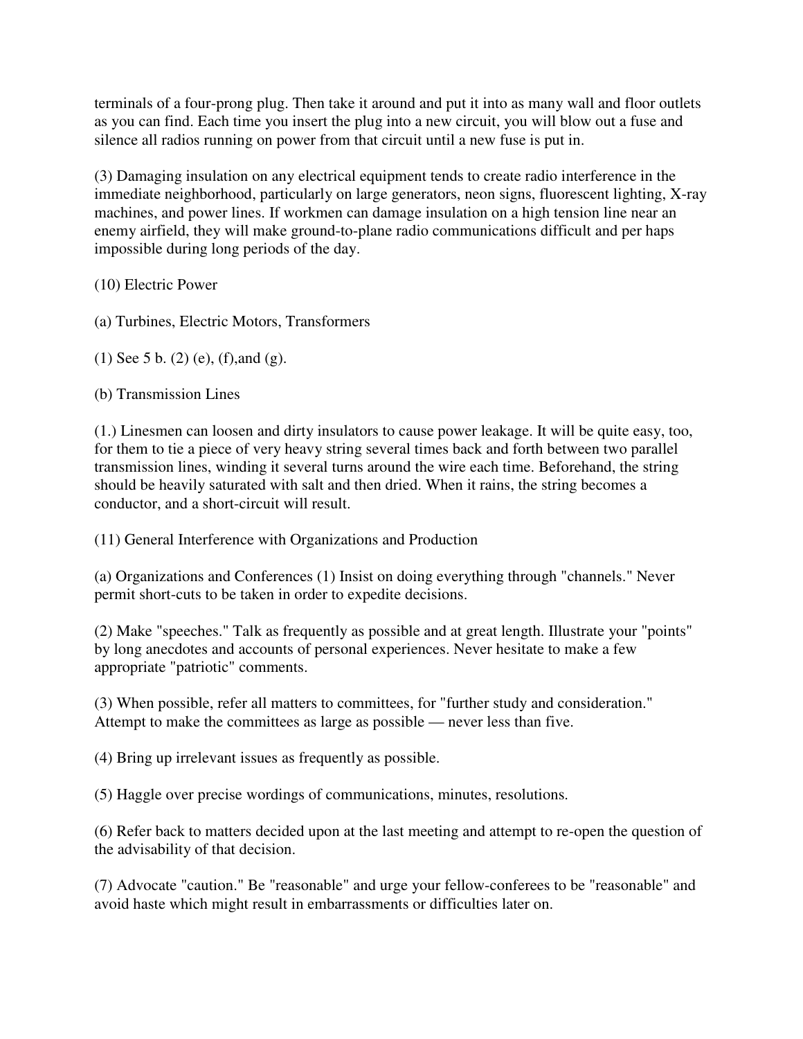terminals of a four-prong plug. Then take it around and put it into as many wall and floor outlets as you can find. Each time you insert the plug into a new circuit, you will blow out a fuse and silence all radios running on power from that circuit until a new fuse is put in.

(3) Damaging insulation on any electrical equipment tends to create radio interference in the immediate neighborhood, particularly on large generators, neon signs, fluorescent lighting, X-ray machines, and power lines. If workmen can damage insulation on a high tension line near an enemy airfield, they will make ground-to-plane radio communications difficult and per haps impossible during long periods of the day.

(10) Electric Power

(a) Turbines, Electric Motors, Transformers

(1) See 5 b. (2) (e), (f),and (g).

(b) Transmission Lines

(1.) Linesmen can loosen and dirty insulators to cause power leakage. It will be quite easy, too, for them to tie a piece of very heavy string several times back and forth between two parallel transmission lines, winding it several turns around the wire each time. Beforehand, the string should be heavily saturated with salt and then dried. When it rains, the string becomes a conductor, and a short-circuit will result.

(11) General Interference with Organizations and Production

(a) Organizations and Conferences (1) Insist on doing everything through "channels." Never permit short-cuts to be taken in order to expedite decisions.

(2) Make "speeches." Talk as frequently as possible and at great length. Illustrate your "points" by long anecdotes and accounts of personal experiences. Never hesitate to make a few appropriate "patriotic" comments.

(3) When possible, refer all matters to committees, for "further study and consideration." Attempt to make the committees as large as possible — never less than five.

(4) Bring up irrelevant issues as frequently as possible.

(5) Haggle over precise wordings of communications, minutes, resolutions.

(6) Refer back to matters decided upon at the last meeting and attempt to re-open the question of the advisability of that decision.

(7) Advocate "caution." Be "reasonable" and urge your fellow-conferees to be "reasonable" and avoid haste which might result in embarrassments or difficulties later on.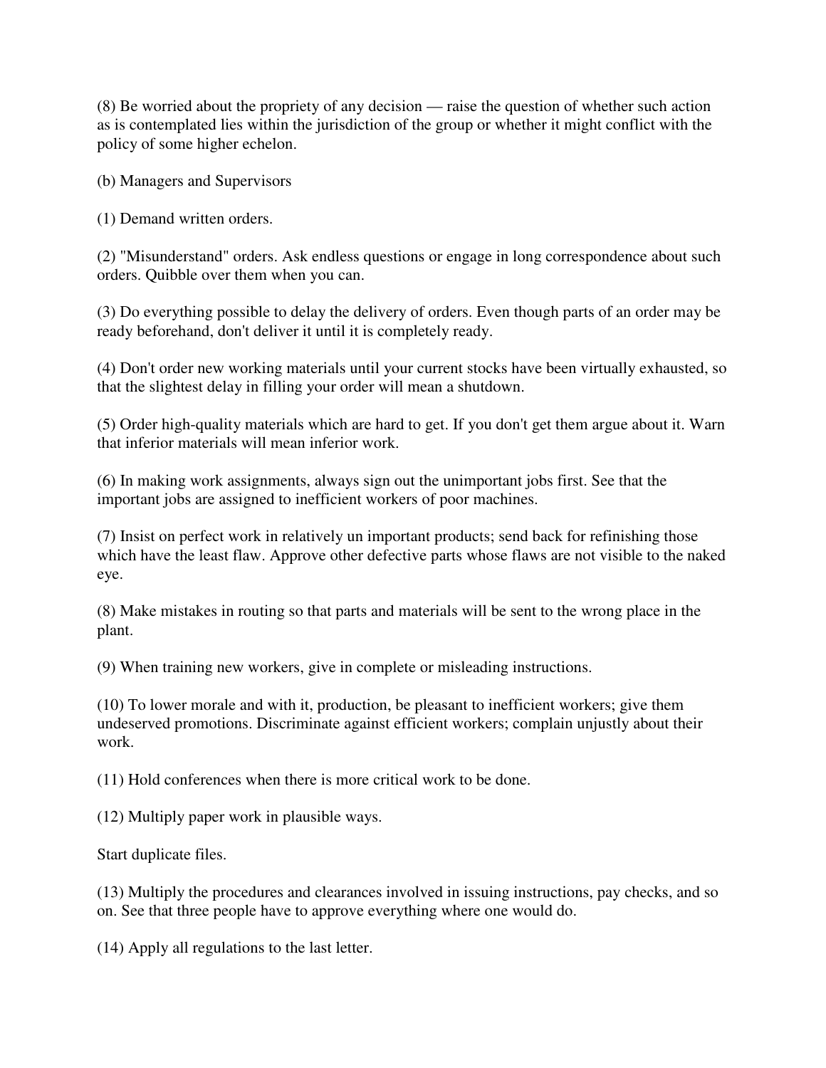(8) Be worried about the propriety of any decision — raise the question of whether such action as is contemplated lies within the jurisdiction of the group or whether it might conflict with the policy of some higher echelon.

(b) Managers and Supervisors

(1) Demand written orders.

(2) "Misunderstand" orders. Ask endless questions or engage in long correspondence about such orders. Quibble over them when you can.

(3) Do everything possible to delay the delivery of orders. Even though parts of an order may be ready beforehand, don't deliver it until it is completely ready.

(4) Don't order new working materials until your current stocks have been virtually exhausted, so that the slightest delay in filling your order will mean a shutdown.

(5) Order high-quality materials which are hard to get. If you don't get them argue about it. Warn that inferior materials will mean inferior work.

(6) In making work assignments, always sign out the unimportant jobs first. See that the important jobs are assigned to inefficient workers of poor machines.

(7) Insist on perfect work in relatively un important products; send back for refinishing those which have the least flaw. Approve other defective parts whose flaws are not visible to the naked eye.

(8) Make mistakes in routing so that parts and materials will be sent to the wrong place in the plant.

(9) When training new workers, give in complete or misleading instructions.

(10) To lower morale and with it, production, be pleasant to inefficient workers; give them undeserved promotions. Discriminate against efficient workers; complain unjustly about their work.

(11) Hold conferences when there is more critical work to be done.

(12) Multiply paper work in plausible ways.

Start duplicate files.

(13) Multiply the procedures and clearances involved in issuing instructions, pay checks, and so on. See that three people have to approve everything where one would do.

(14) Apply all regulations to the last letter.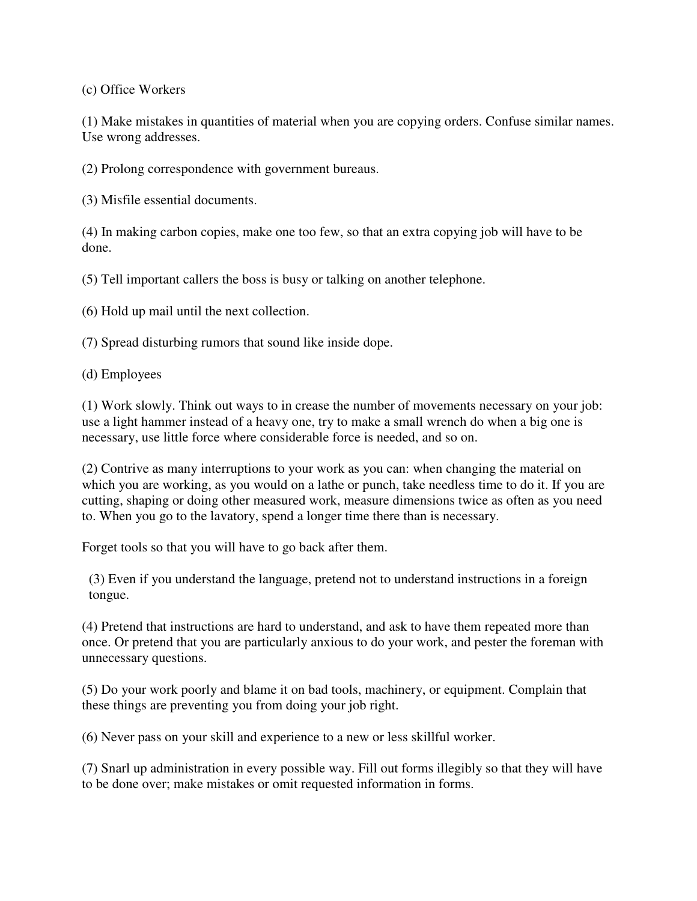(c) Office Workers

(1) Make mistakes in quantities of material when you are copying orders. Confuse similar names. Use wrong addresses.

(2) Prolong correspondence with government bureaus.

(3) Misfile essential documents.

(4) In making carbon copies, make one too few, so that an extra copying job will have to be done.

(5) Tell important callers the boss is busy or talking on another telephone.

(6) Hold up mail until the next collection.

(7) Spread disturbing rumors that sound like inside dope.

(d) Employees

(1) Work slowly. Think out ways to in crease the number of movements necessary on your job: use a light hammer instead of a heavy one, try to make a small wrench do when a big one is necessary, use little force where considerable force is needed, and so on.

(2) Contrive as many interruptions to your work as you can: when changing the material on which you are working, as you would on a lathe or punch, take needless time to do it. If you are cutting, shaping or doing other measured work, measure dimensions twice as often as you need to. When you go to the lavatory, spend a longer time there than is necessary.

Forget tools so that you will have to go back after them.

(3) Even if you understand the language, pretend not to understand instructions in a foreign tongue.

(4) Pretend that instructions are hard to understand, and ask to have them repeated more than once. Or pretend that you are particularly anxious to do your work, and pester the foreman with unnecessary questions.

(5) Do your work poorly and blame it on bad tools, machinery, or equipment. Complain that these things are preventing you from doing your job right.

(6) Never pass on your skill and experience to a new or less skillful worker.

(7) Snarl up administration in every possible way. Fill out forms illegibly so that they will have to be done over; make mistakes or omit requested information in forms.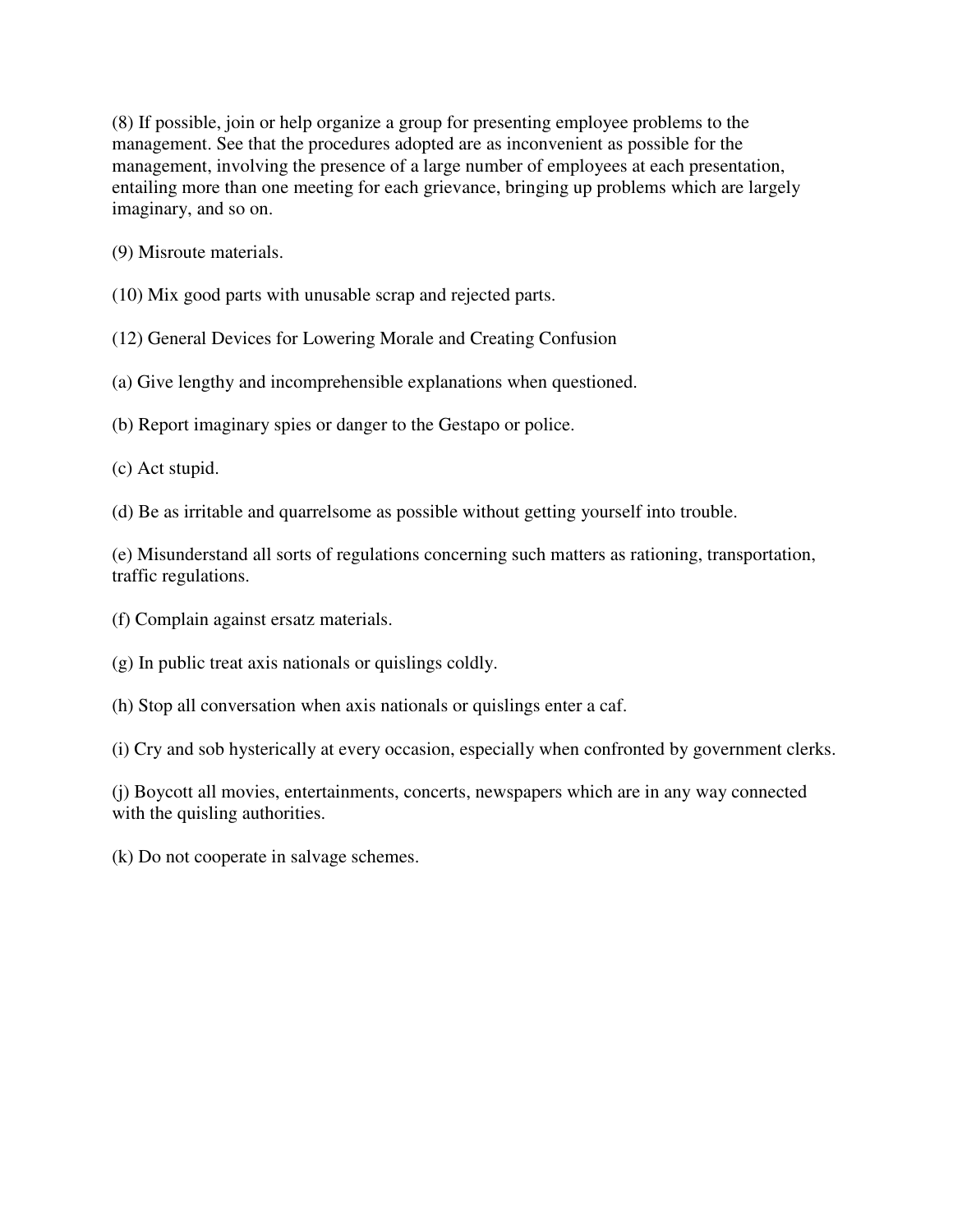(8) If possible, join or help organize a group for presenting employee problems to the management. See that the procedures adopted are as inconvenient as possible for the management, involving the presence of a large number of employees at each presentation, entailing more than one meeting for each grievance, bringing up problems which are largely imaginary, and so on.

(9) Misroute materials.

(10) Mix good parts with unusable scrap and rejected parts.

(12) General Devices for Lowering Morale and Creating Confusion

(a) Give lengthy and incomprehensible explanations when questioned.

(b) Report imaginary spies or danger to the Gestapo or police.

(c) Act stupid.

(d) Be as irritable and quarrelsome as possible without getting yourself into trouble.

(e) Misunderstand all sorts of regulations concerning such matters as rationing, transportation, traffic regulations.

(f) Complain against ersatz materials.

(g) In public treat axis nationals or quislings coldly.

(h) Stop all conversation when axis nationals or quislings enter a caf.

(i) Cry and sob hysterically at every occasion, especially when confronted by government clerks.

(j) Boycott all movies, entertainments, concerts, newspapers which are in any way connected with the quisling authorities.

(k) Do not cooperate in salvage schemes.